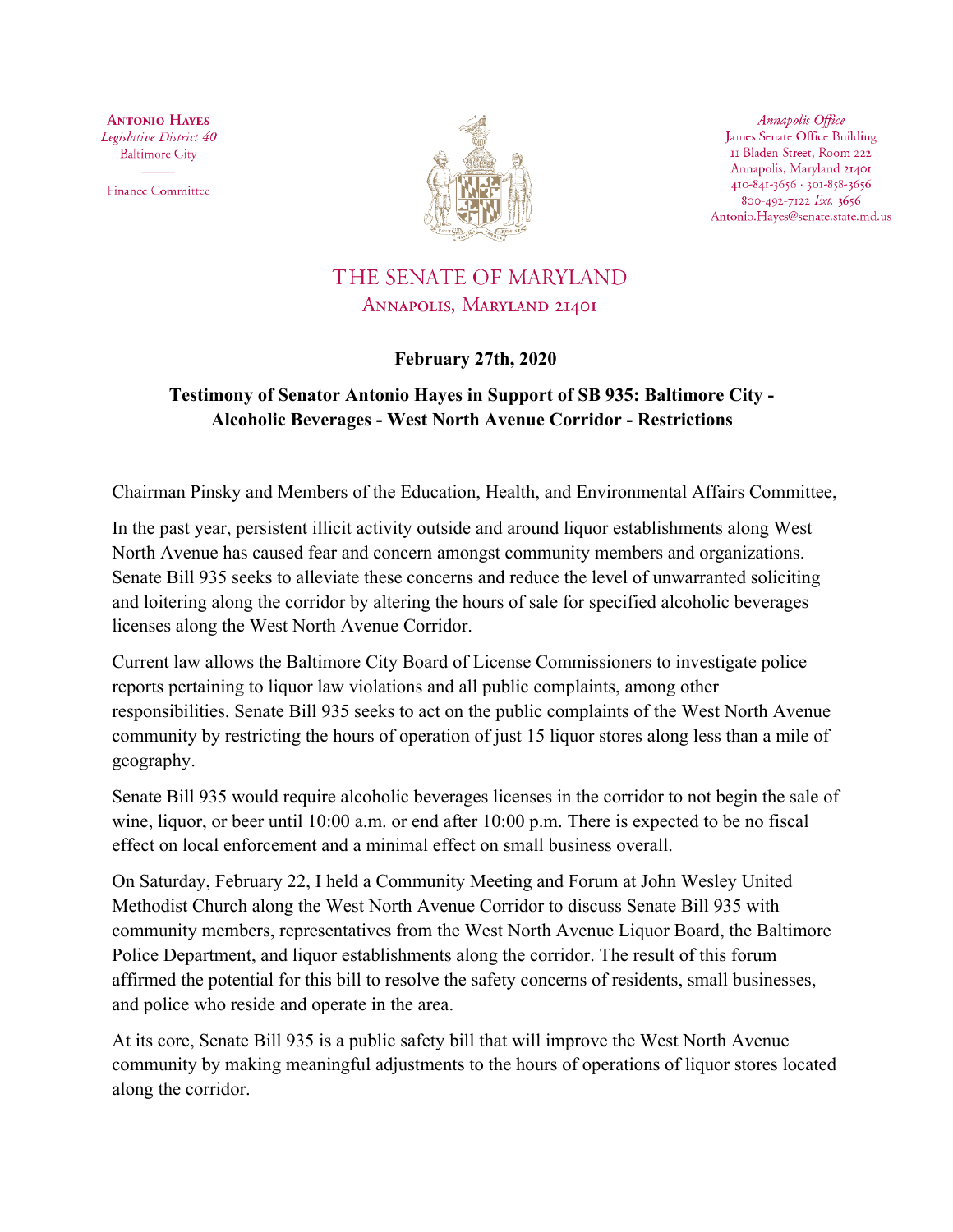**Antonio Hayes**
*Legislative District 40*
Baltimore City

Finance Committee

*Annapolis Office*
James Senate Office Building
11 Bladen Street, Room 222
Annapolis, Maryland 21401
410-841-3656 · 301-858-3656
800-492-7122 *Ext.* 3656
Antonio.Hayes@senate.state.md.us

# THE SENATE OF MARYLAND

Annapolis, Maryland 21401

**February 27th, 2020**

**Testimony of Senator Antonio Hayes in Support of SB 935: Baltimore City - Alcoholic Beverages - West North Avenue Corridor - Restrictions**

Chairman Pinsky and Members of the Education, Health, and Environmental Affairs Committee,

In the past year, persistent illicit activity outside and around liquor establishments along West North Avenue has caused fear and concern amongst community members and organizations. Senate Bill 935 seeks to alleviate these concerns and reduce the level of unwarranted soliciting and loitering along the corridor by altering the hours of sale for specified alcoholic beverages licenses along the West North Avenue Corridor.

Current law allows the Baltimore City Board of License Commissioners to investigate police reports pertaining to liquor law violations and all public complaints, among other responsibilities. Senate Bill 935 seeks to act on the public complaints of the West North Avenue community by restricting the hours of operation of just 15 liquor stores along less than a mile of geography.

Senate Bill 935 would require alcoholic beverages licenses in the corridor to not begin the sale of wine, liquor, or beer until 10:00 a.m. or end after 10:00 p.m. There is expected to be no fiscal effect on local enforcement and a minimal effect on small business overall.

On Saturday, February 22, I held a Community Meeting and Forum at John Wesley United Methodist Church along the West North Avenue Corridor to discuss Senate Bill 935 with community members, representatives from the West North Avenue Liquor Board, the Baltimore Police Department, and liquor establishments along the corridor. The result of this forum affirmed the potential for this bill to resolve the safety concerns of residents, small businesses, and police who reside and operate in the area.

At its core, Senate Bill 935 is a public safety bill that will improve the West North Avenue community by making meaningful adjustments to the hours of operations of liquor stores located along the corridor.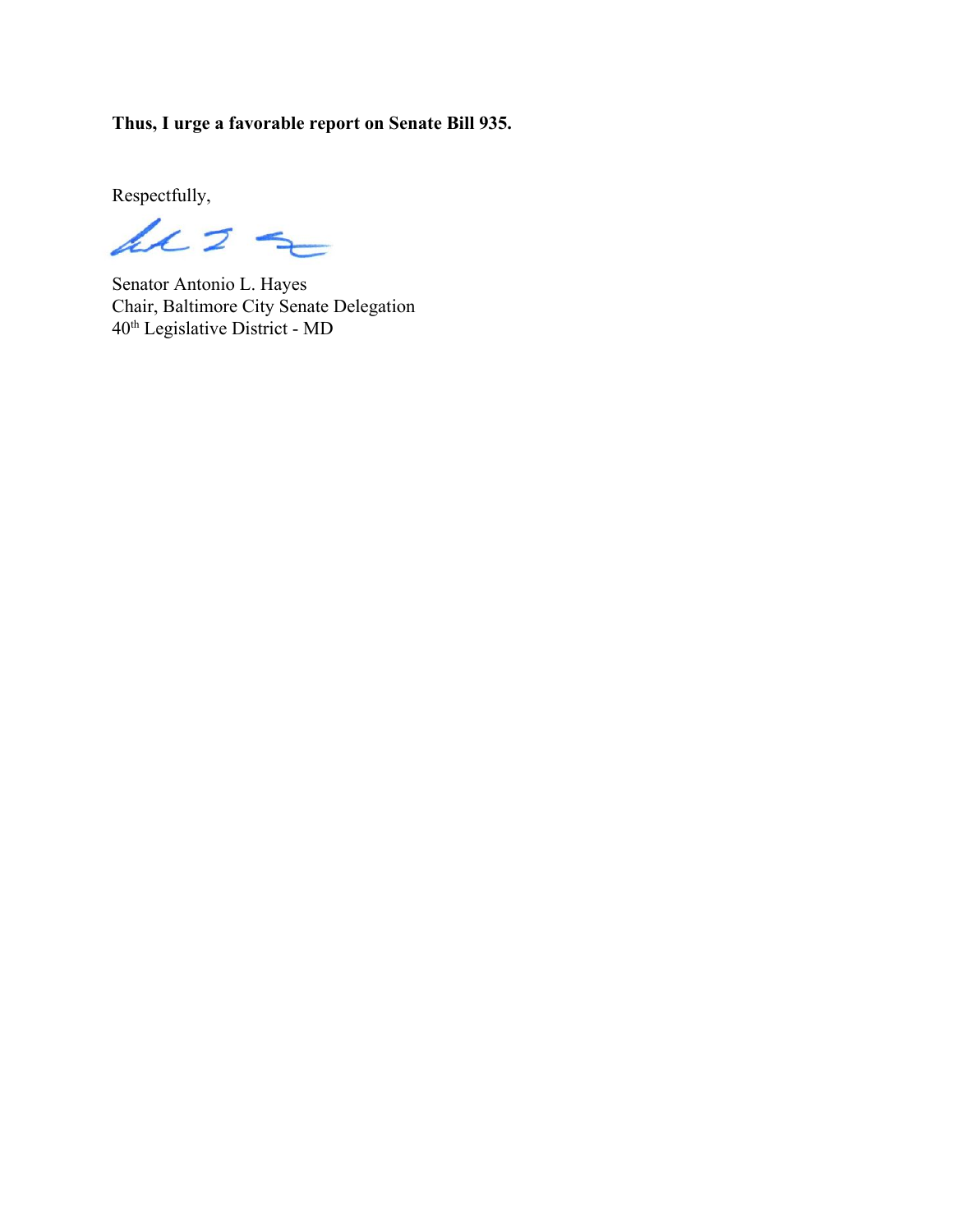**Thus, I urge a favorable report on Senate Bill 935.**

Respectfully,

Senator Antonio L. Hayes
Chair, Baltimore City Senate Delegation
40th Legislative District - MD